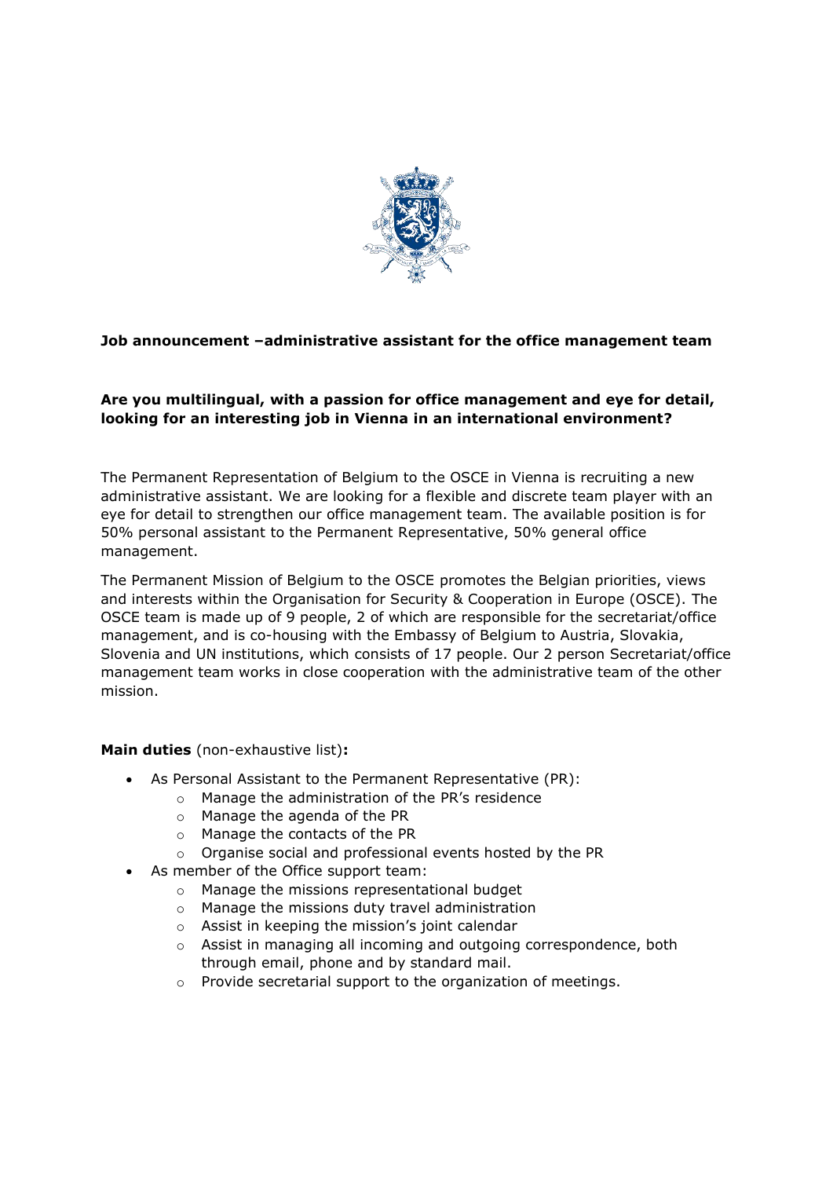**Job announcement –administrative assistant for the office management team**

**Are you multilingual, with a passion for office management and eye for detail, looking for an interesting job in Vienna in an international environment?**

The Permanent Representation of Belgium to the OSCE in Vienna is recruiting a new administrative assistant. We are looking for a flexible and discrete team player with an eye for detail to strengthen our office management team. The available position is for 50% personal assistant to the Permanent Representative, 50% general office management.

The Permanent Mission of Belgium to the OSCE promotes the Belgian priorities, views and interests within the Organisation for Security & Cooperation in Europe (OSCE). The OSCE team is made up of 9 people, 2 of which are responsible for the secretariat/office management, and is co-housing with the Embassy of Belgium to Austria, Slovakia, Slovenia and UN institutions, which consists of 17 people. Our 2 person Secretariat/office management team works in close cooperation with the administrative team of the other mission.

**Main duties** (non-exhaustive list)**:**

- As Personal Assistant to the Permanent Representative (PR):
  - Manage the administration of the PR's residence
  - Manage the agenda of the PR
  - Manage the contacts of the PR
  - Organise social and professional events hosted by the PR
- As member of the Office support team:
  - Manage the missions representational budget
  - Manage the missions duty travel administration
  - Assist in keeping the mission's joint calendar
  - Assist in managing all incoming and outgoing correspondence, both through email, phone and by standard mail.
  - Provide secretarial support to the organization of meetings.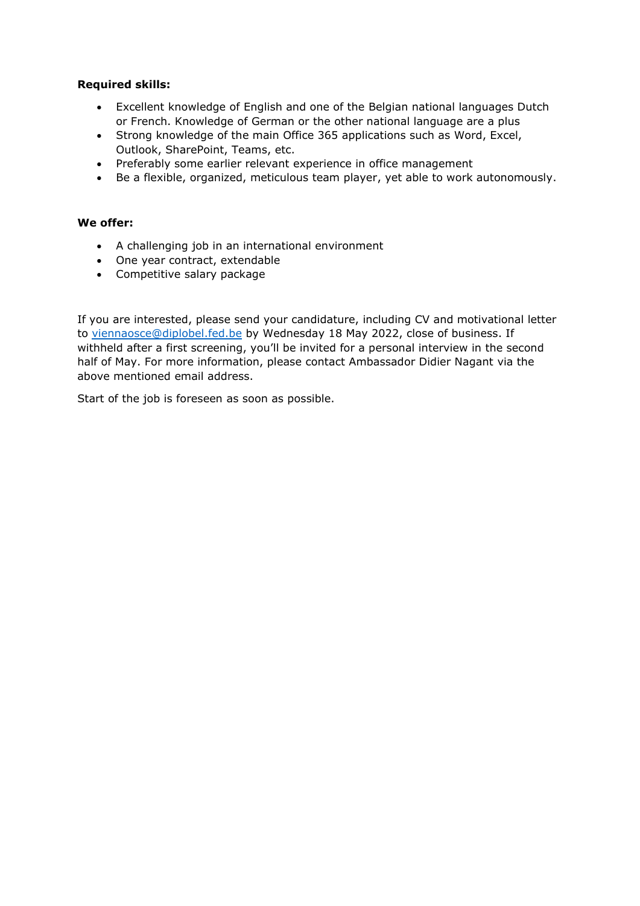**Required skills:**

- Excellent knowledge of English and one of the Belgian national languages Dutch or French. Knowledge of German or the other national language are a plus
- Strong knowledge of the main Office 365 applications such as Word, Excel, Outlook, SharePoint, Teams, etc.
- Preferably some earlier relevant experience in office management
- Be a flexible, organized, meticulous team player, yet able to work autonomously.

**We offer:**

- A challenging job in an international environment
- One year contract, extendable
- Competitive salary package

If you are interested, please send your candidature, including CV and motivational letter to [viennaosce@diplobel.fed.be](mailto:viennaosce@diplobel.fed.be) by Wednesday 18 May 2022, close of business. If withheld after a first screening, you'll be invited for a personal interview in the second half of May. For more information, please contact Ambassador Didier Nagant via the above mentioned email address.

Start of the job is foreseen as soon as possible.